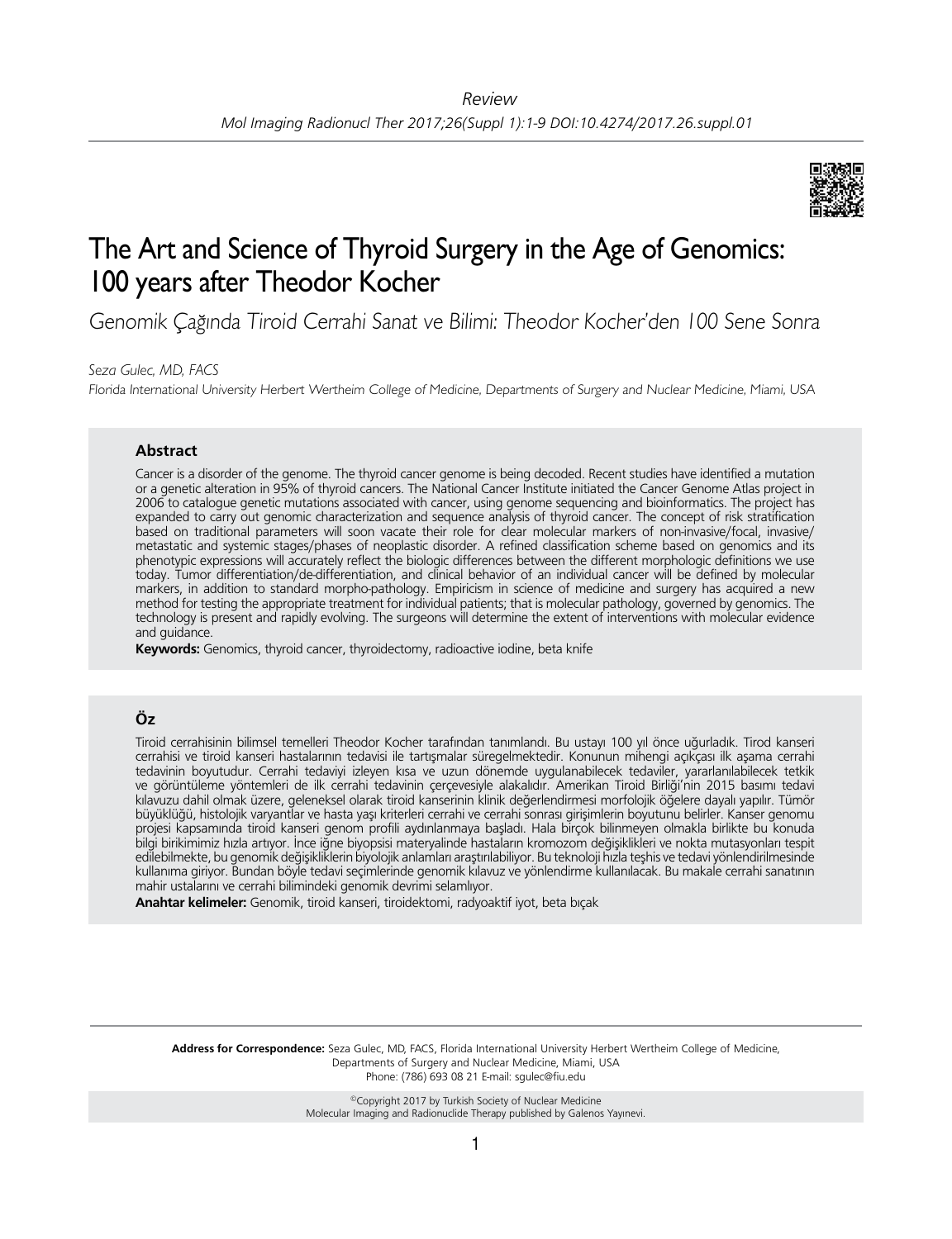Review

# The Art and Science of Thyroid Surgery in the Age of Genomics: 100 years after Theodor Kocher

*Genomik Çağında Tiroid Cerrahi Sanat ve Bilimi: Theodor Kocher'den 100 Sene Sonra*

*Seza Gulec, MD, FACS*

*Florida International University Herbert Wertheim College of Medicine, Departments of Surgery and Nuclear Medicine, Miami, USA*

## Abstract

Cancer is a disorder of the genome. The thyroid cancer genome is being decoded. Recent studies have identified a mutation or a genetic alteration in 95% of thyroid cancers. The National Cancer Institute initiated the Cancer Genome Atlas project in 2006 to catalogue genetic mutations associated with cancer, using genome sequencing and bioinformatics. The project has expanded to carry out genomic characterization and sequence analysis of thyroid cancer. The concept of risk stratification based on traditional parameters will soon vacate their role for clear molecular markers of non-invasive/focal, invasive/metastatic and systemic stages/phases of neoplastic disorder. A refined classification scheme based on genomics and its phenotypic expressions will accurately reflect the biologic differences between the different morphologic definitions we use today. Tumor differentiation/de-differentiation, and clinical behavior of an individual cancer will be defined by molecular markers, in addition to standard morpho-pathology. Empiricism in science of medicine and surgery has acquired a new method for testing the appropriate treatment for individual patients; that is molecular pathology, governed by genomics. The technology is present and rapidly evolving. The surgeons will determine the extent of interventions with molecular evidence and guidance.

**Keywords:** Genomics, thyroid cancer, thyroidectomy, radioactive iodine, beta knife

## Öz

Tiroid cerrahisinin bilimsel temelleri Theodor Kocher tarafından tanımlandı. Bu ustayı 100 yıl önce uğurladık. Tirod kanseri cerrahisi ve tiroid kanseri hastalarının tedavisi ile tartışmalar süregelmektedir. Konunun mihengi açıkçası ilk aşama cerrahi tedavinin boyutudur. Cerrahi tedaviyi izleyen kısa ve uzun dönemde uygulanabilecek tedaviler, yararlanılabilecek tetkik ve görüntüleme yöntemleri de ilk cerrahi tedavinin çerçevesiyle alakalıdır. Amerikan Tiroid Birliği'nin 2015 basımı tedavi kılavuzu dahil olmak üzere, geleneksel olarak tiroid kanserinin klinik değerlendirmesi morfolojik öğelere dayalı yapılır. Tümör büyüklüğü, histolojik varyantlar ve hasta yaşı kriterleri cerrahi ve cerrahi sonrası girişimlerin boyutunu belirler. Kanser genomu projesi kapsamında tiroid kanseri genom profili aydınlanmaya başladı. Hala birçok bilinmeyen olmakla birlikte bu konuda bilgi birikimimiz hızla artıyor. İnce iğne biyopsisi materyalinde hastaların kromozom değişiklikleri ve nokta mutasyonları tespit edilebilmekte, bu genomik değişikliklerin biyolojik anlamları araştırılabiliyor. Bu teknoloji hızla teşhis ve tedavi yönlendirilmesinde kullanıma giriyor. Bundan böyle tedavi seçimlerinde genomik kılavuz ve yönlendirme kullanılacak. Bu makale cerrahi sanatının mahir ustalarını ve cerrahi bilimindeki genomik devrimi selamlıyor.

**Anahtar kelimeler:** Genomik, tiroid kanseri, tiroidektomi, radyoaktif iyot, beta bıçak

**Address for Correspondence:** Seza Gulec, MD, FACS, Florida International University Herbert Wertheim College of Medicine, Departments of Surgery and Nuclear Medicine, Miami, USA
Phone: (786) 693 08 21 E-mail: sgulec@fiu.edu

©Copyright 2017 by Turkish Society of Nuclear Medicine
Molecular Imaging and Radionuclide Therapy published by Galenos Yayınevi.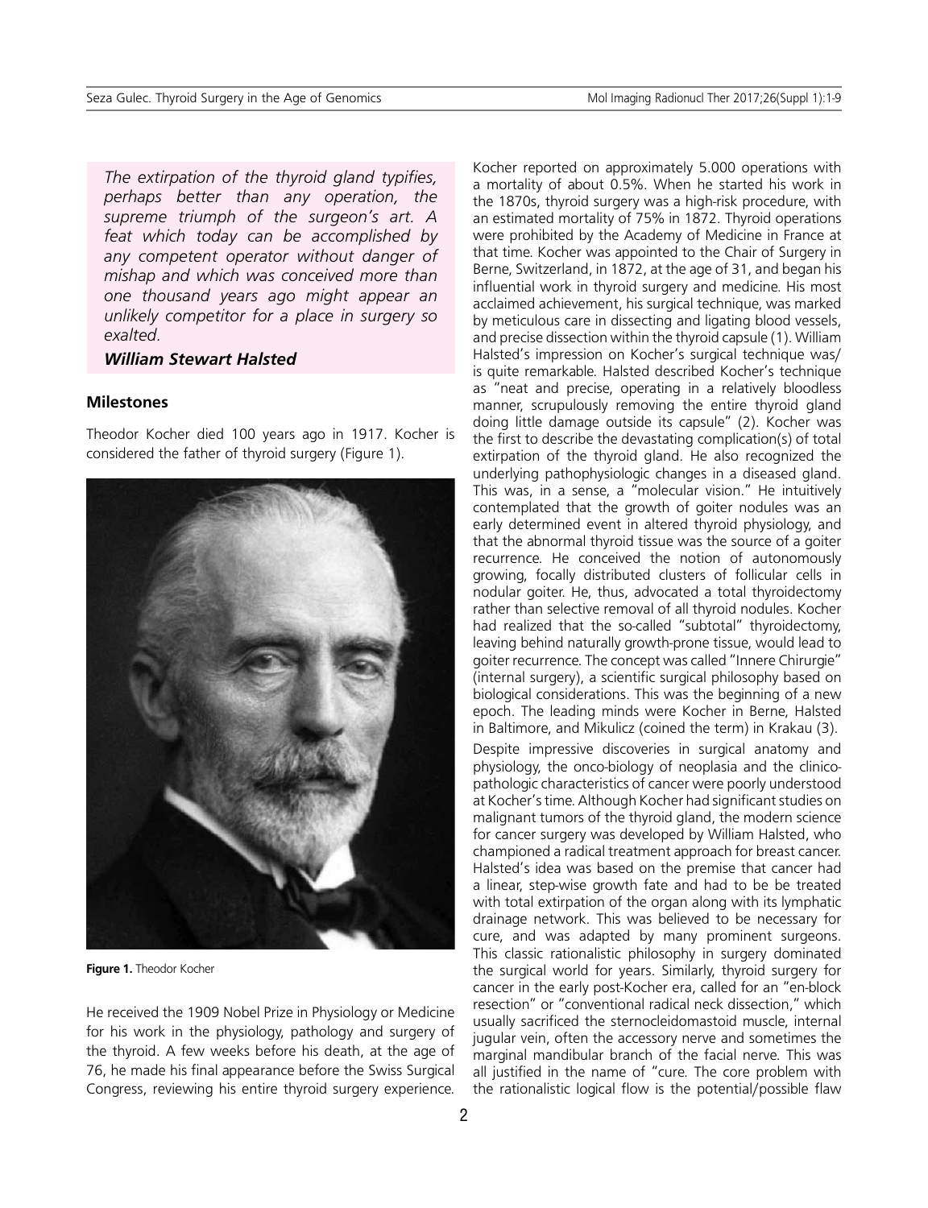*The extirpation of the thyroid gland typifies, perhaps better than any operation, the supreme triumph of the surgeon's art. A feat which today can be accomplished by any competent operator without danger of mishap and which was conceived more than one thousand years ago might appear an unlikely competitor for a place in surgery so exalted.*

***William Stewart Halsted***

## Milestones

Theodor Kocher died 100 years ago in 1917. Kocher is considered the father of thyroid surgery (Figure 1).

**Figure 1.** Theodor Kocher

He received the 1909 Nobel Prize in Physiology or Medicine for his work in the physiology, pathology and surgery of the thyroid. A few weeks before his death, at the age of 76, he made his final appearance before the Swiss Surgical Congress, reviewing his entire thyroid surgery experience. Kocher reported on approximately 5.000 operations with a mortality of about 0.5%. When he started his work in the 1870s, thyroid surgery was a high-risk procedure, with an estimated mortality of 75% in 1872. Thyroid operations were prohibited by the Academy of Medicine in France at that time. Kocher was appointed to the Chair of Surgery in Berne, Switzerland, in 1872, at the age of 31, and began his influential work in thyroid surgery and medicine. His most acclaimed achievement, his surgical technique, was marked by meticulous care in dissecting and ligating blood vessels, and precise dissection within the thyroid capsule (1). William Halsted's impression on Kocher's surgical technique was/is quite remarkable. Halsted described Kocher's technique as "neat and precise, operating in a relatively bloodless manner, scrupulously removing the entire thyroid gland doing little damage outside its capsule" (2). Kocher was the first to describe the devastating complication(s) of total extirpation of the thyroid gland. He also recognized the underlying pathophysiologic changes in a diseased gland. This was, in a sense, a "molecular vision." He intuitively contemplated that the growth of goiter nodules was an early determined event in altered thyroid physiology, and that the abnormal thyroid tissue was the source of a goiter recurrence. He conceived the notion of autonomously growing, focally distributed clusters of follicular cells in nodular goiter. He, thus, advocated a total thyroidectomy rather than selective removal of all thyroid nodules. Kocher had realized that the so-called "subtotal" thyroidectomy, leaving behind naturally growth-prone tissue, would lead to goiter recurrence. The concept was called "Innere Chirurgie" (internal surgery), a scientific surgical philosophy based on biological considerations. This was the beginning of a new epoch. The leading minds were Kocher in Berne, Halsted in Baltimore, and Mikulicz (coined the term) in Krakau (3).

Despite impressive discoveries in surgical anatomy and physiology, the onco-biology of neoplasia and the clinico-pathologic characteristics of cancer were poorly understood at Kocher's time. Although Kocher had significant studies on malignant tumors of the thyroid gland, the modern science for cancer surgery was developed by William Halsted, who championed a radical treatment approach for breast cancer. Halsted's idea was based on the premise that cancer had a linear, step-wise growth fate and had to be be treated with total extirpation of the organ along with its lymphatic drainage network. This was believed to be necessary for cure, and was adapted by many prominent surgeons. This classic rationalistic philosophy in surgery dominated the surgical world for years. Similarly, thyroid surgery for cancer in the early post-Kocher era, called for an "en-block resection" or "conventional radical neck dissection," which usually sacrificed the sternocleidomastoid muscle, internal jugular vein, often the accessory nerve and sometimes the marginal mandibular branch of the facial nerve. This was all justified in the name of "cure. The core problem with the rationalistic logical flow is the potential/possible flaw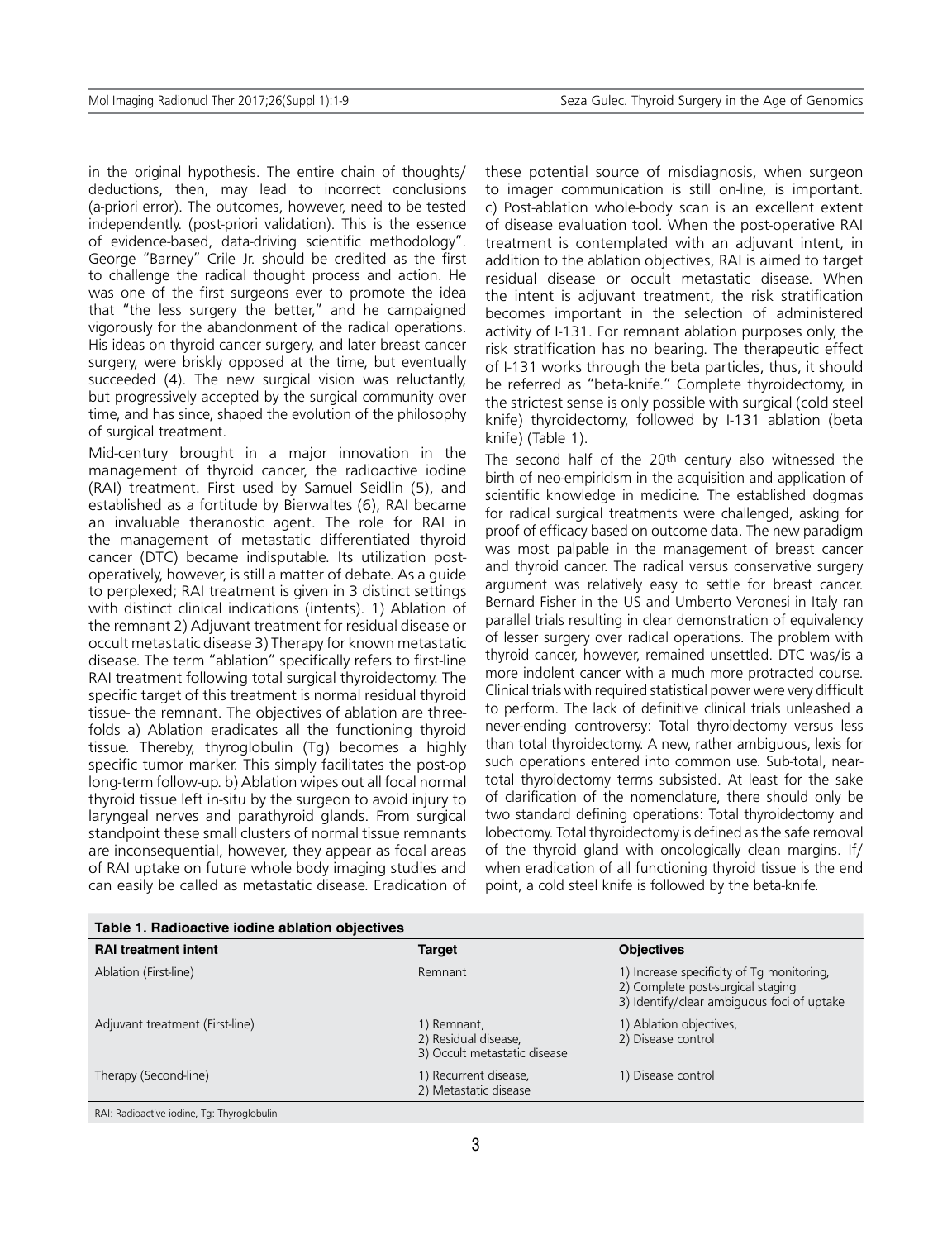in the original hypothesis. The entire chain of thoughts/deductions, then, may lead to incorrect conclusions (a-priori error). The outcomes, however, need to be tested independently. (post-priori validation). This is the essence of evidence-based, data-driving scientific methodology". George "Barney" Crile Jr. should be credited as the first to challenge the radical thought process and action. He was one of the first surgeons ever to promote the idea that "the less surgery the better," and he campaigned vigorously for the abandonment of the radical operations. His ideas on thyroid cancer surgery, and later breast cancer surgery, were briskly opposed at the time, but eventually succeeded (4). The new surgical vision was reluctantly, but progressively accepted by the surgical community over time, and has since, shaped the evolution of the philosophy of surgical treatment.

Mid-century brought in a major innovation in the management of thyroid cancer, the radioactive iodine (RAI) treatment. First used by Samuel Seidlin (5), and established as a fortitude by Bierwaltes (6), RAI became an invaluable theranostic agent. The role for RAI in the management of metastatic differentiated thyroid cancer (DTC) became indisputable. Its utilization post-operatively, however, is still a matter of debate. As a guide to perplexed; RAI treatment is given in 3 distinct settings with distinct clinical indications (intents). 1) Ablation of the remnant 2) Adjuvant treatment for residual disease or occult metastatic disease 3) Therapy for known metastatic disease. The term "ablation" specifically refers to first-line RAI treatment following total surgical thyroidectomy. The specific target of this treatment is normal residual thyroid tissue- the remnant. The objectives of ablation are three-folds a) Ablation eradicates all the functioning thyroid tissue. Thereby, thyroglobulin (Tg) becomes a highly specific tumor marker. This simply facilitates the post-op long-term follow-up. b) Ablation wipes out all focal normal thyroid tissue left in-situ by the surgeon to avoid injury to laryngeal nerves and parathyroid glands. From surgical standpoint these small clusters of normal tissue remnants are inconsequential, however, they appear as focal areas of RAI uptake on future whole body imaging studies and can easily be called as metastatic disease. Eradication of these potential source of misdiagnosis, when surgeon to imager communication is still on-line, is important. c) Post-ablation whole-body scan is an excellent extent of disease evaluation tool. When the post-operative RAI treatment is contemplated with an adjuvant intent, in addition to the ablation objectives, RAI is aimed to target residual disease or occult metastatic disease. When the intent is adjuvant treatment, the risk stratification becomes important in the selection of administered activity of I-131. For remnant ablation purposes only, the risk stratification has no bearing. The therapeutic effect of I-131 works through the beta particles, thus, it should be referred as "beta-knife." Complete thyroidectomy, in the strictest sense is only possible with surgical (cold steel knife) thyroidectomy, followed by I-131 ablation (beta knife) (Table 1).

The second half of the 20th century also witnessed the birth of neo-empiricism in the acquisition and application of scientific knowledge in medicine. The established dogmas for radical surgical treatments were challenged, asking for proof of efficacy based on outcome data. The new paradigm was most palpable in the management of breast cancer and thyroid cancer. The radical versus conservative surgery argument was relatively easy to settle for breast cancer. Bernard Fisher in the US and Umberto Veronesi in Italy ran parallel trials resulting in clear demonstration of equivalency of lesser surgery over radical operations. The problem with thyroid cancer, however, remained unsettled. DTC was/is a more indolent cancer with a much more protracted course. Clinical trials with required statistical power were very difficult to perform. The lack of definitive clinical trials unleashed a never-ending controversy: Total thyroidectomy versus less than total thyroidectomy. A new, rather ambiguous, lexis for such operations entered into common use. Sub-total, near-total thyroidectomy terms subsisted. At least for the sake of clarification of the nomenclature, there should only be two standard defining operations: Total thyroidectomy and lobectomy. Total thyroidectomy is defined as the safe removal of the thyroid gland with oncologically clean margins. If/when eradication of all functioning thyroid tissue is the end point, a cold steel knife is followed by the beta-knife.

**Table 1. Radioactive iodine ablation objectives**

| RAI treatment intent | Target | Objectives |
|---|---|---|
| Ablation (First-line) | Remnant | 1) Increase specificity of Tg monitoring, 2) Complete post-surgical staging 3) Identify/clear ambiguous foci of uptake |
| Adjuvant treatment (First-line) | 1) Remnant, 2) Residual disease, 3) Occult metastatic disease | 1) Ablation objectives, 2) Disease control |
| Therapy (Second-line) | 1) Recurrent disease, 2) Metastatic disease | 1) Disease control |

RAI: Radioactive iodine, Tg: Thyroglobulin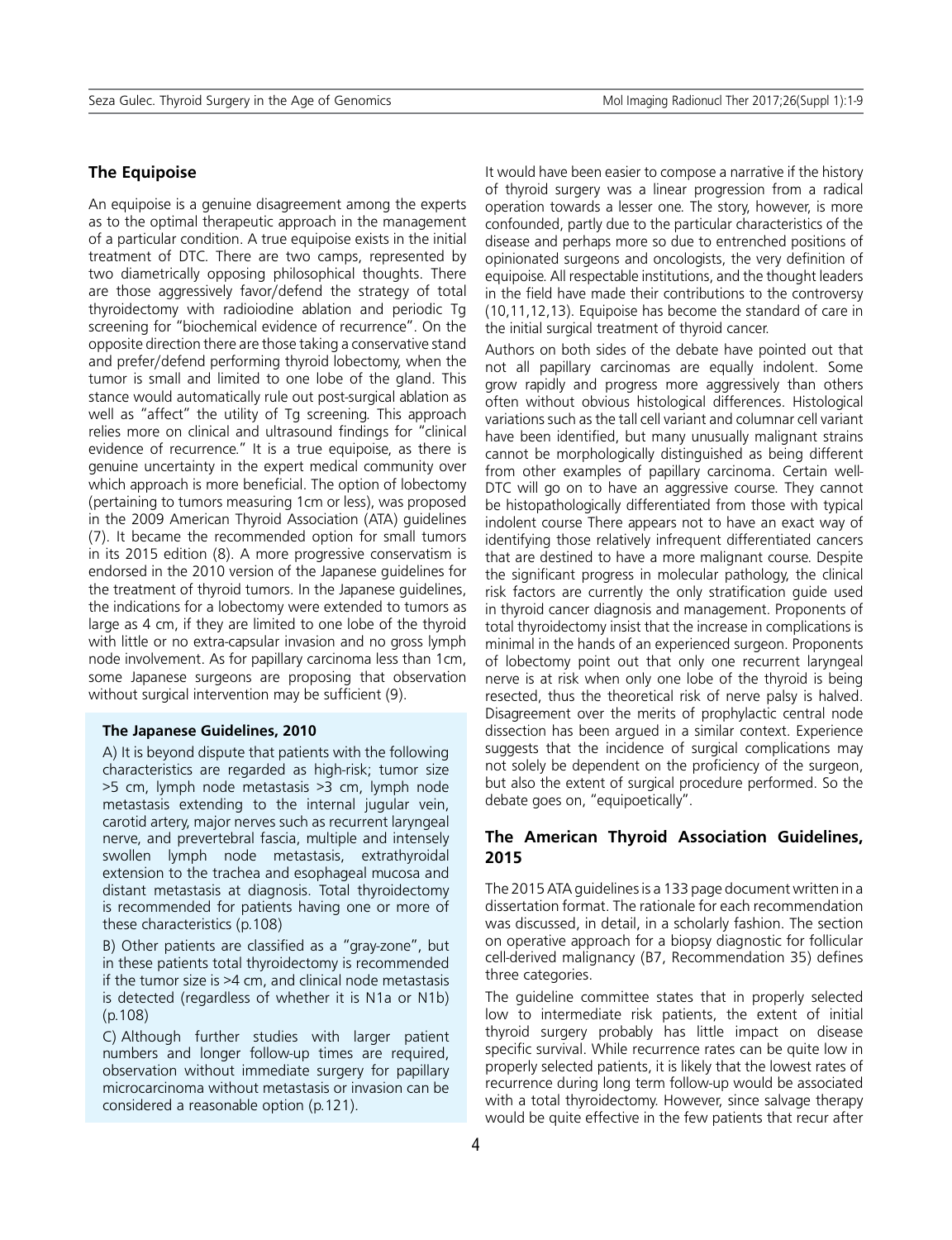## The Equipoise

An equipoise is a genuine disagreement among the experts as to the optimal therapeutic approach in the management of a particular condition. A true equipoise exists in the initial treatment of DTC. There are two camps, represented by two diametrically opposing philosophical thoughts. There are those aggressively favor/defend the strategy of total thyroidectomy with radioiodine ablation and periodic Tg screening for "biochemical evidence of recurrence". On the opposite direction there are those taking a conservative stand and prefer/defend performing thyroid lobectomy, when the tumor is small and limited to one lobe of the gland. This stance would automatically rule out post-surgical ablation as well as "affect" the utility of Tg screening. This approach relies more on clinical and ultrasound findings for "clinical evidence of recurrence." It is a true equipoise, as there is genuine uncertainty in the expert medical community over which approach is more beneficial. The option of lobectomy (pertaining to tumors measuring 1cm or less), was proposed in the 2009 American Thyroid Association (ATA) guidelines (7). It became the recommended option for small tumors in its 2015 edition (8). A more progressive conservatism is endorsed in the 2010 version of the Japanese guidelines for the treatment of thyroid tumors. In the Japanese guidelines, the indications for a lobectomy were extended to tumors as large as 4 cm, if they are limited to one lobe of the thyroid with little or no extra-capsular invasion and no gross lymph node involvement. As for papillary carcinoma less than 1cm, some Japanese surgeons are proposing that observation without surgical intervention may be sufficient (9).

**The Japanese Guidelines, 2010**

A) It is beyond dispute that patients with the following characteristics are regarded as high-risk; tumor size >5 cm, lymph node metastasis >3 cm, lymph node metastasis extending to the internal jugular vein, carotid artery, major nerves such as recurrent laryngeal nerve, and prevertebral fascia, multiple and intensely swollen lymph node metastasis, extrathyroidal extension to the trachea and esophageal mucosa and distant metastasis at diagnosis. Total thyroidectomy is recommended for patients having one or more of these characteristics (p.108)

B) Other patients are classified as a "gray-zone", but in these patients total thyroidectomy is recommended if the tumor size is >4 cm, and clinical node metastasis is detected (regardless of whether it is N1a or N1b) (p.108)

C) Although further studies with larger patient numbers and longer follow-up times are required, observation without immediate surgery for papillary microcarcinoma without metastasis or invasion can be considered a reasonable option (p.121).

It would have been easier to compose a narrative if the history of thyroid surgery was a linear progression from a radical operation towards a lesser one. The story, however, is more confounded, partly due to the particular characteristics of the disease and perhaps more so due to entrenched positions of opinionated surgeons and oncologists, the very definition of equipoise. All respectable institutions, and the thought leaders in the field have made their contributions to the controversy (10,11,12,13). Equipoise has become the standard of care in the initial surgical treatment of thyroid cancer.

Authors on both sides of the debate have pointed out that not all papillary carcinomas are equally indolent. Some grow rapidly and progress more aggressively than others often without obvious histological differences. Histological variations such as the tall cell variant and columnar cell variant have been identified, but many unusually malignant strains cannot be morphologically distinguished as being different from other examples of papillary carcinoma. Certain well-DTC will go on to have an aggressive course. They cannot be histopathologically differentiated from those with typical indolent course There appears not to have an exact way of identifying those relatively infrequent differentiated cancers that are destined to have a more malignant course. Despite the significant progress in molecular pathology, the clinical risk factors are currently the only stratification guide used in thyroid cancer diagnosis and management. Proponents of total thyroidectomy insist that the increase in complications is minimal in the hands of an experienced surgeon. Proponents of lobectomy point out that only one recurrent laryngeal nerve is at risk when only one lobe of the thyroid is being resected, thus the theoretical risk of nerve palsy is halved. Disagreement over the merits of prophylactic central node dissection has been argued in a similar context. Experience suggests that the incidence of surgical complications may not solely be dependent on the proficiency of the surgeon, but also the extent of surgical procedure performed. So the debate goes on, "equipoetically".

## The American Thyroid Association Guidelines, 2015

The 2015 ATA guidelines is a 133 page document written in a dissertation format. The rationale for each recommendation was discussed, in detail, in a scholarly fashion. The section on operative approach for a biopsy diagnostic for follicular cell-derived malignancy (B7, Recommendation 35) defines three categories.

The guideline committee states that in properly selected low to intermediate risk patients, the extent of initial thyroid surgery probably has little impact on disease specific survival. While recurrence rates can be quite low in properly selected patients, it is likely that the lowest rates of recurrence during long term follow-up would be associated with a total thyroidectomy. However, since salvage therapy would be quite effective in the few patients that recur after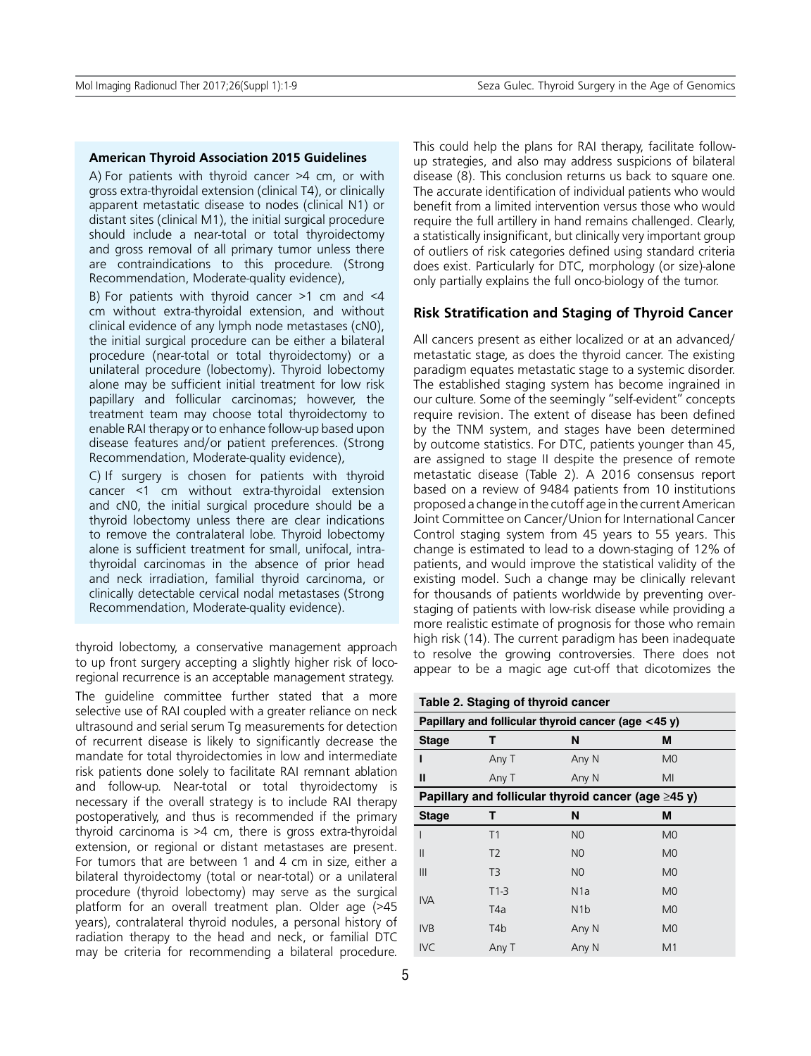**American Thyroid Association 2015 Guidelines**

A) For patients with thyroid cancer >4 cm, or with gross extra-thyroidal extension (clinical T4), or clinically apparent metastatic disease to nodes (clinical N1) or distant sites (clinical M1), the initial surgical procedure should include a near-total or total thyroidectomy and gross removal of all primary tumor unless there are contraindications to this procedure. (Strong Recommendation, Moderate-quality evidence),

B) For patients with thyroid cancer >1 cm and <4 cm without extra-thyroidal extension, and without clinical evidence of any lymph node metastases (cN0), the initial surgical procedure can be either a bilateral procedure (near-total or total thyroidectomy) or a unilateral procedure (lobectomy). Thyroid lobectomy alone may be sufficient initial treatment for low risk papillary and follicular carcinomas; however, the treatment team may choose total thyroidectomy to enable RAI therapy or to enhance follow-up based upon disease features and/or patient preferences. (Strong Recommendation, Moderate-quality evidence),

C) If surgery is chosen for patients with thyroid cancer <1 cm without extra-thyroidal extension and cN0, the initial surgical procedure should be a thyroid lobectomy unless there are clear indications to remove the contralateral lobe. Thyroid lobectomy alone is sufficient treatment for small, unifocal, intra-thyroidal carcinomas in the absence of prior head and neck irradiation, familial thyroid carcinoma, or clinically detectable cervical nodal metastases (Strong Recommendation, Moderate-quality evidence).

thyroid lobectomy, a conservative management approach to up front surgery accepting a slightly higher risk of loco-regional recurrence is an acceptable management strategy.

The guideline committee further stated that a more selective use of RAI coupled with a greater reliance on neck ultrasound and serial serum Tg measurements for detection of recurrent disease is likely to significantly decrease the mandate for total thyroidectomies in low and intermediate risk patients done solely to facilitate RAI remnant ablation and follow-up. Near-total or total thyroidectomy is necessary if the overall strategy is to include RAI therapy postoperatively, and thus is recommended if the primary thyroid carcinoma is >4 cm, there is gross extra-thyroidal extension, or regional or distant metastases are present. For tumors that are between 1 and 4 cm in size, either a bilateral thyroidectomy (total or near-total) or a unilateral procedure (thyroid lobectomy) may serve as the surgical platform for an overall treatment plan. Older age (>45 years), contralateral thyroid nodules, a personal history of radiation therapy to the head and neck, or familial DTC may be criteria for recommending a bilateral procedure. This could help the plans for RAI therapy, facilitate follow-up strategies, and also may address suspicions of bilateral disease (8). This conclusion returns us back to square one. The accurate identification of individual patients who would benefit from a limited intervention versus those who would require the full artillery in hand remains challenged. Clearly, a statistically insignificant, but clinically very important group of outliers of risk categories defined using standard criteria does exist. Particularly for DTC, morphology (or size)-alone only partially explains the full onco-biology of the tumor.

## Risk Stratification and Staging of Thyroid Cancer

All cancers present as either localized or at an advanced/metastatic stage, as does the thyroid cancer. The existing paradigm equates metastatic stage to a systemic disorder. The established staging system has become ingrained in our culture. Some of the seemingly "self-evident" concepts require revision. The extent of disease has been defined by the TNM system, and stages have been determined by outcome statistics. For DTC, patients younger than 45, are assigned to stage II despite the presence of remote metastatic disease (Table 2). A 2016 consensus report based on a review of 9484 patients from 10 institutions proposed a change in the cutoff age in the current American Joint Committee on Cancer/Union for International Cancer Control staging system from 45 years to 55 years. This change is estimated to lead to a down-staging of 12% of patients, and would improve the statistical validity of the existing model. Such a change may be clinically relevant for thousands of patients worldwide by preventing over-staging of patients with low-risk disease while providing a more realistic estimate of prognosis for those who remain high risk (14). The current paradigm has been inadequate to resolve the growing controversies. There does not appear to be a magic age cut-off that dicotomizes the

**Table 2. Staging of thyroid cancer**

| Papillary and follicular thyroid cancer (age <45 y) | | | |
|---|---|---|---|
| **Stage** | **T** | **N** | **M** |
| **I** | Any T | Any N | M0 |
| **II** | Any T | Any N | MI |
| **Papillary and follicular thyroid cancer (age ≥45 y)** | | | |
| **Stage** | **T** | **N** | **M** |
| I | T1 | N0 | M0 |
| II | T2 | N0 | M0 |
| III | T3 | N0 | M0 |
| IVA | T1-3 | N1a | M0 |
| | T4a | N1b | M0 |
| IVB | T4b | Any N | M0 |
| IVC | Any T | Any N | M1 |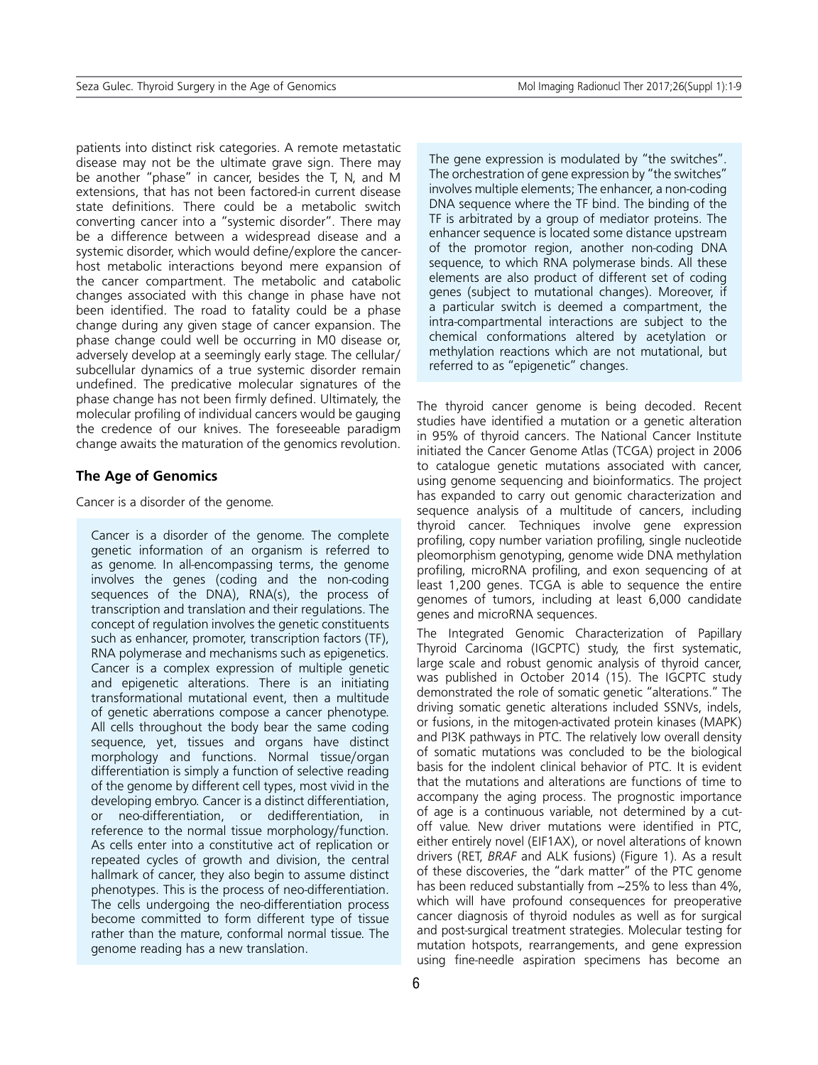patients into distinct risk categories. A remote metastatic disease may not be the ultimate grave sign. There may be another "phase" in cancer, besides the T, N, and M extensions, that has not been factored-in current disease state definitions. There could be a metabolic switch converting cancer into a "systemic disorder". There may be a difference between a widespread disease and a systemic disorder, which would define/explore the cancer-host metabolic interactions beyond mere expansion of the cancer compartment. The metabolic and catabolic changes associated with this change in phase have not been identified. The road to fatality could be a phase change during any given stage of cancer expansion. The phase change could well be occurring in M0 disease or, adversely develop at a seemingly early stage. The cellular/subcellular dynamics of a true systemic disorder remain undefined. The predicative molecular signatures of the phase change has not been firmly defined. Ultimately, the molecular profiling of individual cancers would be gauging the credence of our knives. The foreseeable paradigm change awaits the maturation of the genomics revolution.

## The Age of Genomics

Cancer is a disorder of the genome.

> Cancer is a disorder of the genome. The complete genetic information of an organism is referred to as genome. In all-encompassing terms, the genome involves the genes (coding and the non-coding sequences of the DNA), RNA(s), the process of transcription and translation and their regulations. The concept of regulation involves the genetic constituents such as enhancer, promoter, transcription factors (TF), RNA polymerase and mechanisms such as epigenetics. Cancer is a complex expression of multiple genetic and epigenetic alterations. There is an initiating transformational mutational event, then a multitude of genetic aberrations compose a cancer phenotype. All cells throughout the body bear the same coding sequence, yet, tissues and organs have distinct morphology and functions. Normal tissue/organ differentiation is simply a function of selective reading of the genome by different cell types, most vivid in the developing embryo. Cancer is a distinct differentiation, or neo-differentiation, or dedifferentiation, in reference to the normal tissue morphology/function. As cells enter into a constitutive act of replication or repeated cycles of growth and division, the central hallmark of cancer, they also begin to assume distinct phenotypes. This is the process of neo-differentiation. The cells undergoing the neo-differentiation process become committed to form different type of tissue rather than the mature, conformal normal tissue. The genome reading has a new translation.
>
> The gene expression is modulated by "the switches". The orchestration of gene expression by "the switches" involves multiple elements; The enhancer, a non-coding DNA sequence where the TF bind. The binding of the TF is arbitrated by a group of mediator proteins. The enhancer sequence is located some distance upstream of the promotor region, another non-coding DNA sequence, to which RNA polymerase binds. All these elements are also product of different set of coding genes (subject to mutational changes). Moreover, if a particular switch is deemed a compartment, the intra-compartmental interactions are subject to the chemical conformations altered by acetylation or methylation reactions which are not mutational, but referred to as "epigenetic" changes.

The thyroid cancer genome is being decoded. Recent studies have identified a mutation or a genetic alteration in 95% of thyroid cancers. The National Cancer Institute initiated the Cancer Genome Atlas (TCGA) project in 2006 to catalogue genetic mutations associated with cancer, using genome sequencing and bioinformatics. The project has expanded to carry out genomic characterization and sequence analysis of a multitude of cancers, including thyroid cancer. Techniques involve gene expression profiling, copy number variation profiling, single nucleotide pleomorphism genotyping, genome wide DNA methylation profiling, microRNA profiling, and exon sequencing of at least 1,200 genes. TCGA is able to sequence the entire genomes of tumors, including at least 6,000 candidate genes and microRNA sequences.

The Integrated Genomic Characterization of Papillary Thyroid Carcinoma (IGCPTC) study, the first systematic, large scale and robust genomic analysis of thyroid cancer, was published in October 2014 (15). The IGCPTC study demonstrated the role of somatic genetic "alterations." The driving somatic genetic alterations included SSNVs, indels, or fusions, in the mitogen-activated protein kinases (MAPK) and PI3K pathways in PTC. The relatively low overall density of somatic mutations was concluded to be the biological basis for the indolent clinical behavior of PTC. It is evident that the mutations and alterations are functions of time to accompany the aging process. The prognostic importance of age is a continuous variable, not determined by a cut-off value. New driver mutations were identified in PTC, either entirely novel (EIF1AX), or novel alterations of known drivers (RET, *BRAF* and ALK fusions) (Figure 1). As a result of these discoveries, the "dark matter" of the PTC genome has been reduced substantially from ~25% to less than 4%, which will have profound consequences for preoperative cancer diagnosis of thyroid nodules as well as for surgical and post-surgical treatment strategies. Molecular testing for mutation hotspots, rearrangements, and gene expression using fine-needle aspiration specimens has become an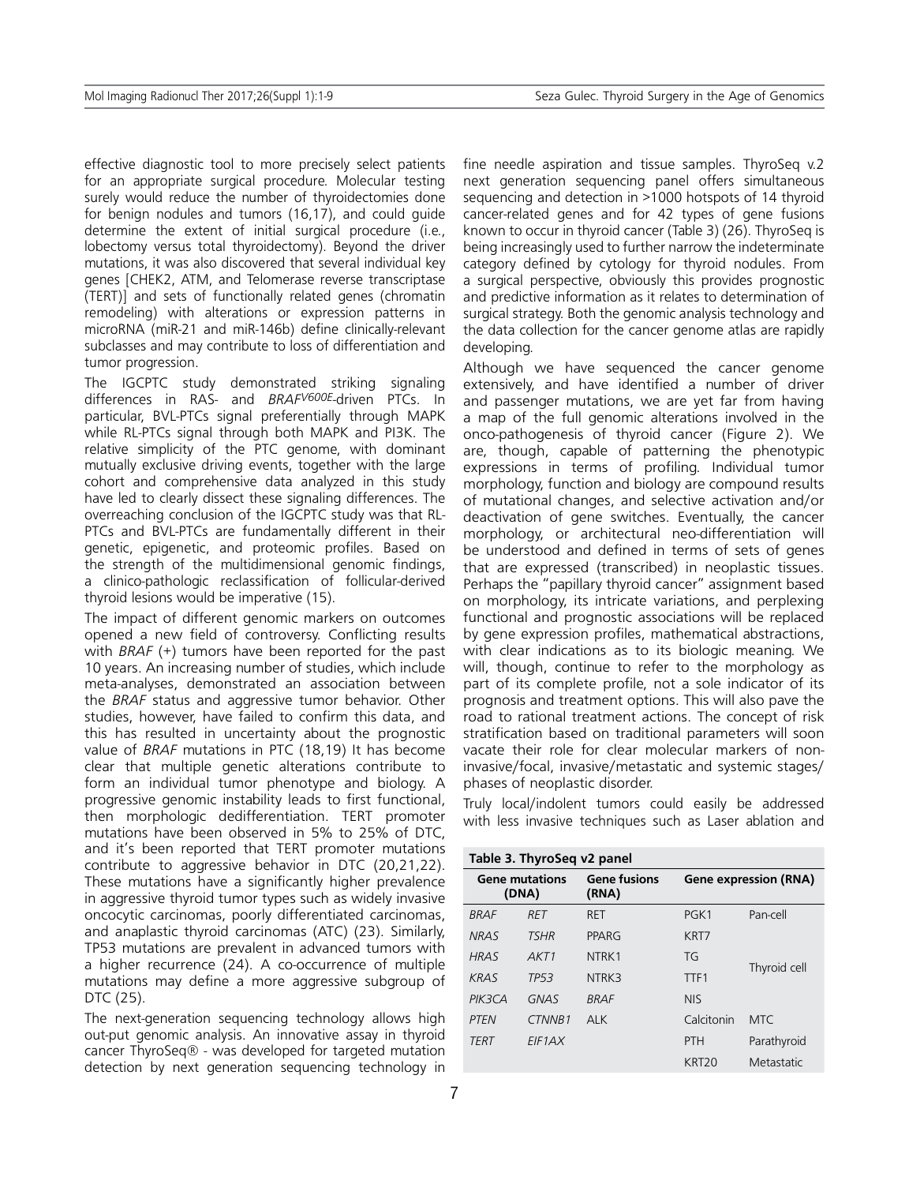effective diagnostic tool to more precisely select patients for an appropriate surgical procedure. Molecular testing surely would reduce the number of thyroidectomies done for benign nodules and tumors (16,17), and could guide determine the extent of initial surgical procedure (i.e., lobectomy versus total thyroidectomy). Beyond the driver mutations, it was also discovered that several individual key genes [CHEK2, ATM, and Telomerase reverse transcriptase (TERT)] and sets of functionally related genes (chromatin remodeling) with alterations or expression patterns in microRNA (miR-21 and miR-146b) define clinically-relevant subclasses and may contribute to loss of differentiation and tumor progression.

The IGCPTC study demonstrated striking signaling differences in RAS- and *BRAF*$^{V600E}$-driven PTCs. In particular, BVL-PTCs signal preferentially through MAPK while RL-PTCs signal through both MAPK and PI3K. The relative simplicity of the PTC genome, with dominant mutually exclusive driving events, together with the large cohort and comprehensive data analyzed in this study have led to clearly dissect these signaling differences. The overreaching conclusion of the IGCPTC study was that RL-PTCs and BVL-PTCs are fundamentally different in their genetic, epigenetic, and proteomic profiles. Based on the strength of the multidimensional genomic findings, a clinico-pathologic reclassification of follicular-derived thyroid lesions would be imperative (15).

The impact of different genomic markers on outcomes opened a new field of controversy. Conflicting results with *BRAF* (+) tumors have been reported for the past 10 years. An increasing number of studies, which include meta-analyses, demonstrated an association between the *BRAF* status and aggressive tumor behavior. Other studies, however, have failed to confirm this data, and this has resulted in uncertainty about the prognostic value of *BRAF* mutations in PTC (18,19) It has become clear that multiple genetic alterations contribute to form an individual tumor phenotype and biology. A progressive genomic instability leads to first functional, then morphologic dedifferentiation. TERT promoter mutations have been observed in 5% to 25% of DTC, and it's been reported that TERT promoter mutations contribute to aggressive behavior in DTC (20,21,22). These mutations have a significantly higher prevalence in aggressive thyroid tumor types such as widely invasive oncocytic carcinomas, poorly differentiated carcinomas, and anaplastic thyroid carcinomas (ATC) (23). Similarly, TP53 mutations are prevalent in advanced tumors with a higher recurrence (24). A co-occurrence of multiple mutations may define a more aggressive subgroup of DTC (25).

The next-generation sequencing technology allows high out-put genomic analysis. An innovative assay in thyroid cancer ThyroSeq® - was developed for targeted mutation detection by next generation sequencing technology in fine needle aspiration and tissue samples. ThyroSeq v.2 next generation sequencing panel offers simultaneous sequencing and detection in >1000 hotspots of 14 thyroid cancer-related genes and for 42 types of gene fusions known to occur in thyroid cancer (Table 3) (26). ThyroSeq is being increasingly used to further narrow the indeterminate category defined by cytology for thyroid nodules. From a surgical perspective, obviously this provides prognostic and predictive information as it relates to determination of surgical strategy. Both the genomic analysis technology and the data collection for the cancer genome atlas are rapidly developing.

Although we have sequenced the cancer genome extensively, and have identified a number of driver and passenger mutations, we are yet far from having a map of the full genomic alterations involved in the onco-pathogenesis of thyroid cancer (Figure 2). We are, though, capable of patterning the phenotypic expressions in terms of profiling. Individual tumor morphology, function and biology are compound results of mutational changes, and selective activation and/or deactivation of gene switches. Eventually, the cancer morphology, or architectural neo-differentiation will be understood and defined in terms of sets of genes that are expressed (transcribed) in neoplastic tissues. Perhaps the "papillary thyroid cancer" assignment based on morphology, its intricate variations, and perplexing functional and prognostic associations will be replaced by gene expression profiles, mathematical abstractions, with clear indications as to its biologic meaning. We will, though, continue to refer to the morphology as part of its complete profile, not a sole indicator of its prognosis and treatment options. This will also pave the road to rational treatment actions. The concept of risk stratification based on traditional parameters will soon vacate their role for clear molecular markers of non-invasive/focal, invasive/metastatic and systemic stages/phases of neoplastic disorder.

Truly local/indolent tumors could easily be addressed with less invasive techniques such as Laser ablation and

**Table 3. ThyroSeq v2 panel**

| Gene mutations (DNA) | | Gene fusions (RNA) | Gene expression (RNA) | |
|---|---|---|---|---|
| *BRAF* | *RET* | RET | PGK1 | Pan-cell |
| *NRAS* | *TSHR* | PPARG | KRT7 | |
| *HRAS* | *AKT1* | NTRK1 | TG | Thyroid cell |
| *KRAS* | *TP53* | NTRK3 | TTF1 | |
| *PIK3CA* | *GNAS* | *BRAF* | NIS | |
| *PTEN* | *CTNNB1* | ALK | Calcitonin | MTC |
| *TERT* | *EIF1AX* | | PTH | Parathyroid |
| | | | KRT20 | Metastatic |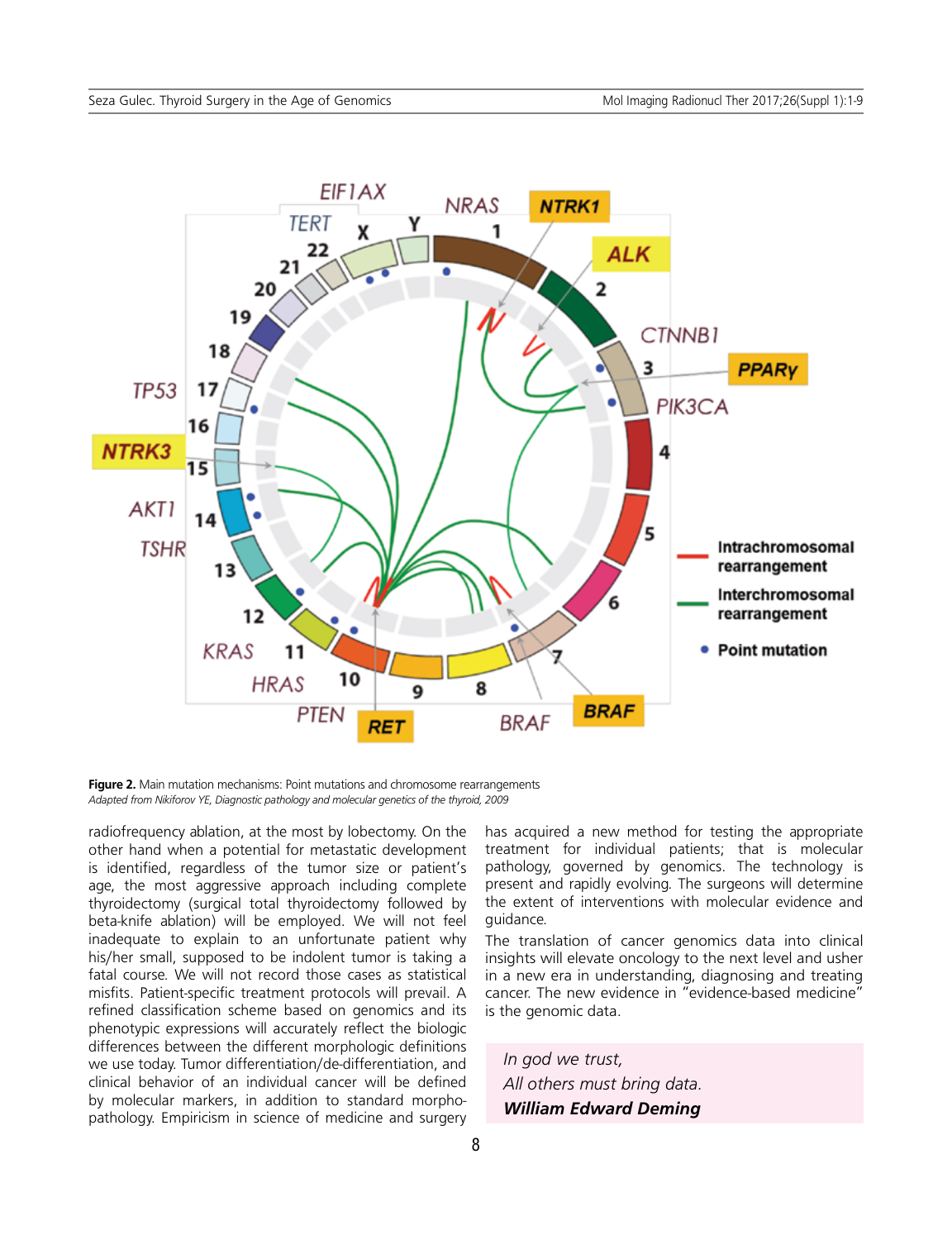**Figure 2.** Main mutation mechanisms: Point mutations and chromosome rearrangements
*Adapted from Nikiforov YE, Diagnostic pathology and molecular genetics of the thyroid, 2009*

radiofrequency ablation, at the most by lobectomy. On the other hand when a potential for metastatic development is identified, regardless of the tumor size or patient's age, the most aggressive approach including complete thyroidectomy (surgical total thyroidectomy followed by beta-knife ablation) will be employed. We will not feel inadequate to explain to an unfortunate patient why his/her small, supposed to be indolent tumor is taking a fatal course. We will not record those cases as statistical misfits. Patient-specific treatment protocols will prevail. A refined classification scheme based on genomics and its phenotypic expressions will accurately reflect the biologic differences between the different morphologic definitions we use today. Tumor differentiation/de-differentiation, and clinical behavior of an individual cancer will be defined by molecular markers, in addition to standard morpho-pathology. Empiricism in science of medicine and surgery has acquired a new method for testing the appropriate treatment for individual patients; that is molecular pathology, governed by genomics. The technology is present and rapidly evolving. The surgeons will determine the extent of interventions with molecular evidence and guidance.

The translation of cancer genomics data into clinical insights will elevate oncology to the next level and usher in a new era in understanding, diagnosing and treating cancer. The new evidence in "evidence-based medicine" is the genomic data.

*In god we trust,*
*All others must bring data.*
***William Edward Deming***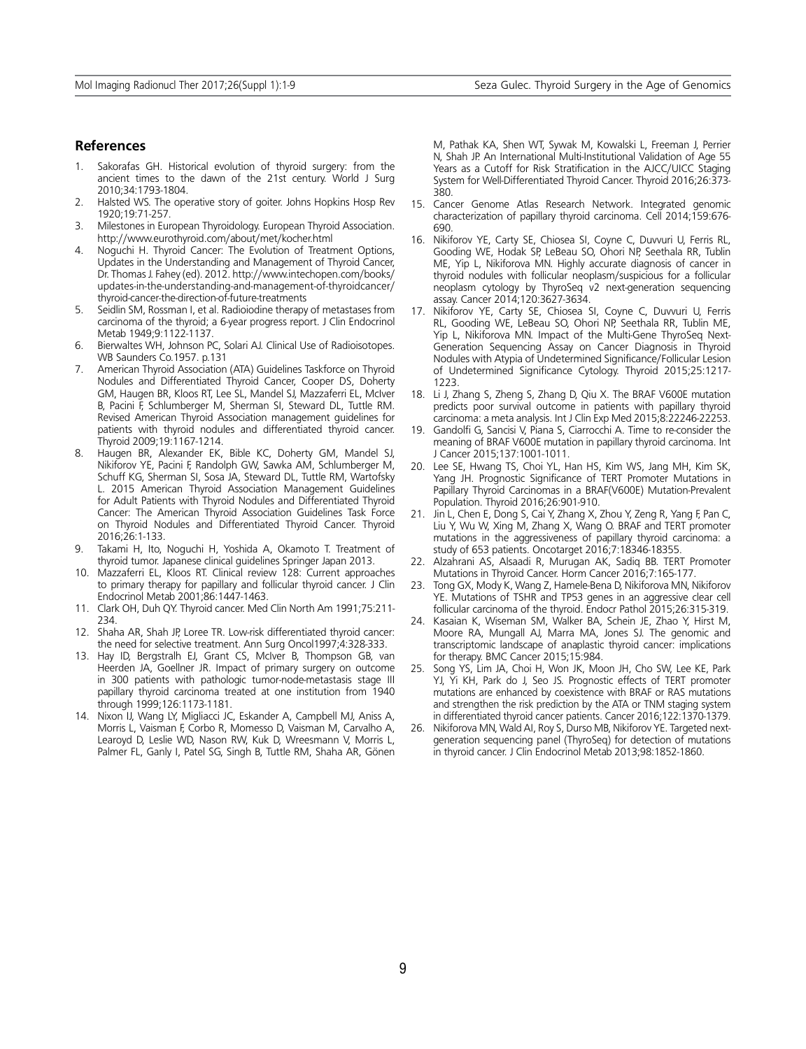## References

1. Sakorafas GH. Historical evolution of thyroid surgery: from the ancient times to the dawn of the 21st century. World J Surg 2010;34:1793-1804.
2. Halsted WS. The operative story of goiter. Johns Hopkins Hosp Rev 1920;19:71-257.
3. Milestones in European Thyroidology. European Thyroid Association. http://www.eurothyroid.com/about/met/kocher.html
4. Noguchi H. Thyroid Cancer: The Evolution of Treatment Options, Updates in the Understanding and Management of Thyroid Cancer, Dr. Thomas J. Fahey (ed). 2012. http://www.intechopen.com/books/updates-in-the-understanding-and-management-of-thyroidcancer/thyroid-cancer-the-direction-of-future-treatments
5. Seidlin SM, Rossman I, et al. Radioiodine therapy of metastases from carcinoma of the thyroid; a 6-year progress report. J Clin Endocrinol Metab 1949;9:1122-1137.
6. Bierwaltes WH, Johnson PC, Solari AJ. Clinical Use of Radioisotopes. WB Saunders Co.1957. p.131
7. American Thyroid Association (ATA) Guidelines Taskforce on Thyroid Nodules and Differentiated Thyroid Cancer, Cooper DS, Doherty GM, Haugen BR, Kloos RT, Lee SL, Mandel SJ, Mazzaferri EL, McIver B, Pacini F, Schlumberger M, Sherman SI, Steward DL, Tuttle RM. Revised American Thyroid Association management guidelines for patients with thyroid nodules and differentiated thyroid cancer. Thyroid 2009;19:1167-1214.
8. Haugen BR, Alexander EK, Bible KC, Doherty GM, Mandel SJ, Nikiforov YE, Pacini F, Randolph GW, Sawka AM, Schlumberger M, Schuff KG, Sherman SI, Sosa JA, Steward DL, Tuttle RM, Wartofsky L. 2015 American Thyroid Association Management Guidelines for Adult Patients with Thyroid Nodules and Differentiated Thyroid Cancer: The American Thyroid Association Guidelines Task Force on Thyroid Nodules and Differentiated Thyroid Cancer. Thyroid 2016;26:1-133.
9. Takami H, Ito, Noguchi H, Yoshida A, Okamoto T. Treatment of thyroid tumor. Japanese clinical guidelines Springer Japan 2013.
10. Mazzaferri EL, Kloos RT. Clinical review 128: Current approaches to primary therapy for papillary and follicular thyroid cancer. J Clin Endocrinol Metab 2001;86:1447-1463.
11. Clark OH, Duh QY. Thyroid cancer. Med Clin North Am 1991;75:211-234.
12. Shaha AR, Shah JP, Loree TR. Low-risk differentiated thyroid cancer: the need for selective treatment. Ann Surg Oncol1997;4:328-333.
13. Hay ID, Bergstralh EJ, Grant CS, McIver B, Thompson GB, van Heerden JA, Goellner JR. Impact of primary surgery on outcome in 300 patients with pathologic tumor-node-metastasis stage III papillary thyroid carcinoma treated at one institution from 1940 through 1999;126:1173-1181.
14. Nixon IJ, Wang LY, Migliacci JC, Eskander A, Campbell MJ, Aniss A, Morris L, Vaisman F, Corbo R, Momesso D, Vaisman M, Carvalho A, Learoyd D, Leslie WD, Nason RW, Kuk D, Wreesmann V, Morris L, Palmer FL, Ganly I, Patel SG, Singh B, Tuttle RM, Shaha AR, Gönen M, Pathak KA, Shen WT, Sywak M, Kowalski L, Freeman J, Perrier N, Shah JP. An International Multi-Institutional Validation of Age 55 Years as a Cutoff for Risk Stratification in the AJCC/UICC Staging System for Well-Differentiated Thyroid Cancer. Thyroid 2016;26:373-380.
15. Cancer Genome Atlas Research Network. Integrated genomic characterization of papillary thyroid carcinoma. Cell 2014;159:676-690.
16. Nikiforov YE, Carty SE, Chiosea SI, Coyne C, Duvvuri U, Ferris RL, Gooding WE, Hodak SP, LeBeau SO, Ohori NP, Seethala RR, Tublin ME, Yip L, Nikiforova MN. Highly accurate diagnosis of cancer in thyroid nodules with follicular neoplasm/suspicious for a follicular neoplasm cytology by ThyroSeq v2 next-generation sequencing assay. Cancer 2014;120:3627-3634.
17. Nikiforov YE, Carty SE, Chiosea SI, Coyne C, Duvvuri U, Ferris RL, Gooding WE, LeBeau SO, Ohori NP, Seethala RR, Tublin ME, Yip L, Nikiforova MN. Impact of the Multi-Gene ThyroSeq Next-Generation Sequencing Assay on Cancer Diagnosis in Thyroid Nodules with Atypia of Undetermined Significance/Follicular Lesion of Undetermined Significance Cytology. Thyroid 2015;25:1217-1223.
18. Li J, Zhang S, Zheng S, Zhang D, Qiu X. The BRAF V600E mutation predicts poor survival outcome in patients with papillary thyroid carcinoma: a meta analysis. Int J Clin Exp Med 2015;8:22246-22253.
19. Gandolfi G, Sancisi V, Piana S, Ciarrocchi A. Time to re-consider the meaning of BRAF V600E mutation in papillary thyroid carcinoma. Int J Cancer 2015;137:1001-1011.
20. Lee SE, Hwang TS, Choi YL, Han HS, Kim WS, Jang MH, Kim SK, Yang JH. Prognostic Significance of TERT Promoter Mutations in Papillary Thyroid Carcinomas in a BRAF(V600E) Mutation-Prevalent Population. Thyroid 2016;26:901-910.
21. Jin L, Chen E, Dong S, Cai Y, Zhang X, Zhou Y, Zeng R, Yang F, Pan C, Liu Y, Wu W, Xing M, Zhang X, Wang O. BRAF and TERT promoter mutations in the aggressiveness of papillary thyroid carcinoma: a study of 653 patients. Oncotarget 2016;7:18346-18355.
22. Alzahrani AS, Alsaadi R, Murugan AK, Sadiq BB. TERT Promoter Mutations in Thyroid Cancer. Horm Cancer 2016;7:165-177.
23. Tong GX, Mody K, Wang Z, Hamele-Bena D, Nikiforova MN, Nikiforov YE. Mutations of TSHR and TP53 genes in an aggressive clear cell follicular carcinoma of the thyroid. Endocr Pathol 2015;26:315-319.
24. Kasaian K, Wiseman SM, Walker BA, Schein JE, Zhao Y, Hirst M, Moore RA, Mungall AJ, Marra MA, Jones SJ. The genomic and transcriptomic landscape of anaplastic thyroid cancer: implications for therapy. BMC Cancer 2015;15:984.
25. Song YS, Lim JA, Choi H, Won JK, Moon JH, Cho SW, Lee KE, Park YJ, Yi KH, Park do J, Seo JS. Prognostic effects of TERT promoter mutations are enhanced by coexistence with BRAF or RAS mutations and strengthen the risk prediction by the ATA or TNM staging system in differentiated thyroid cancer patients. Cancer 2016;122:1370-1379.
26. Nikiforova MN, Wald AI, Roy S, Durso MB, Nikiforov YE. Targeted next-generation sequencing panel (ThyroSeq) for detection of mutations in thyroid cancer. J Clin Endocrinol Metab 2013;98:1852-1860.